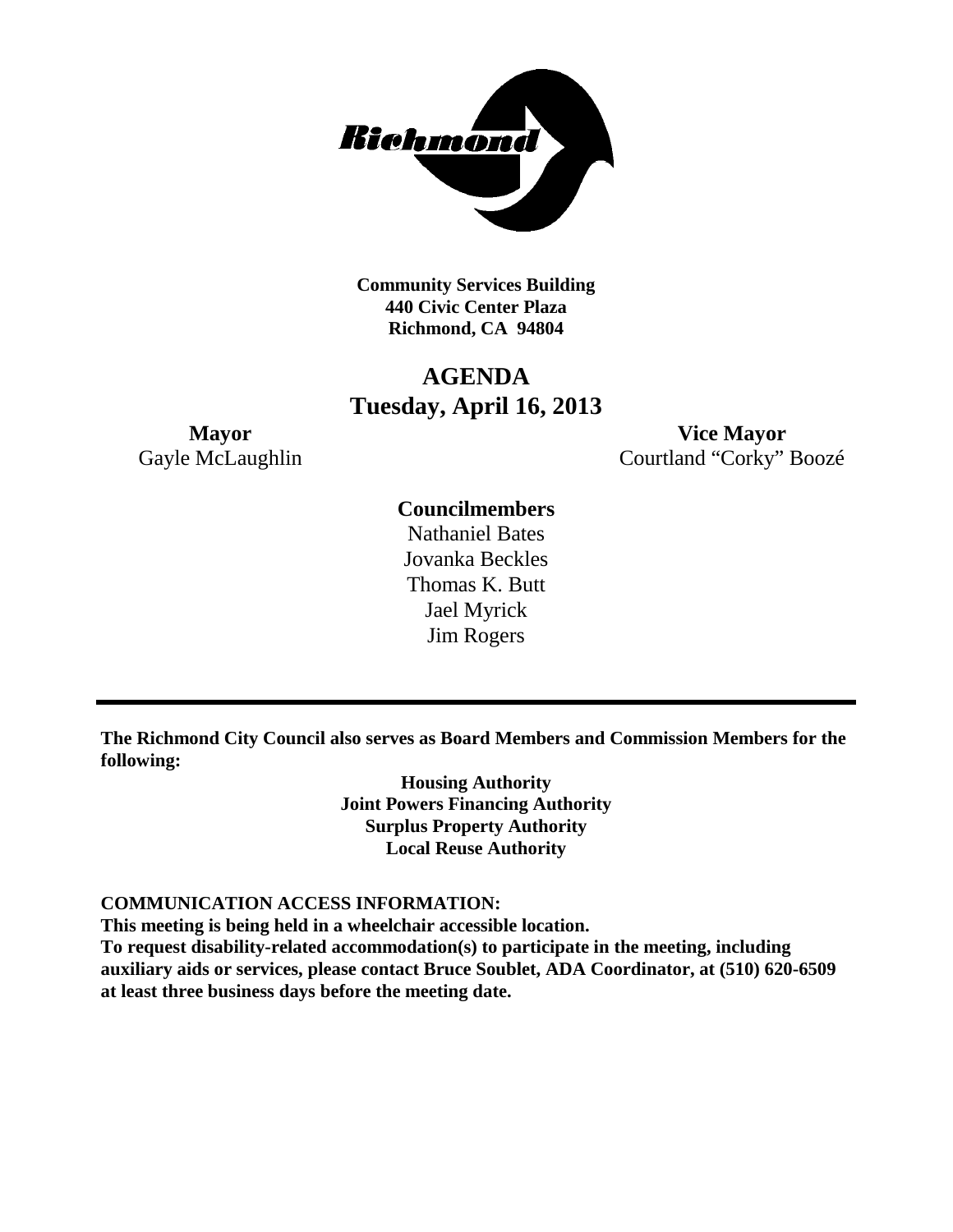**Community Services Building**
**440 Civic Center Plaza**
**Richmond, CA 94804**

# AGENDA
## Tuesday, April 16, 2013

**Mayor**
Gayle McLaughlin

**Vice Mayor**
Courtland "Corky" Boozé

**Councilmembers**
Nathaniel Bates
Jovanka Beckles
Thomas K. Butt
Jael Myrick
Jim Rogers

---

**The Richmond City Council also serves as Board Members and Commission Members for the following:**

**Housing Authority**
**Joint Powers Financing Authority**
**Surplus Property Authority**
**Local Reuse Authority**

**COMMUNICATION ACCESS INFORMATION:**
**This meeting is being held in a wheelchair accessible location.**
**To request disability-related accommodation(s) to participate in the meeting, including auxiliary aids or services, please contact Bruce Soublet, ADA Coordinator, at (510) 620-6509 at least three business days before the meeting date.**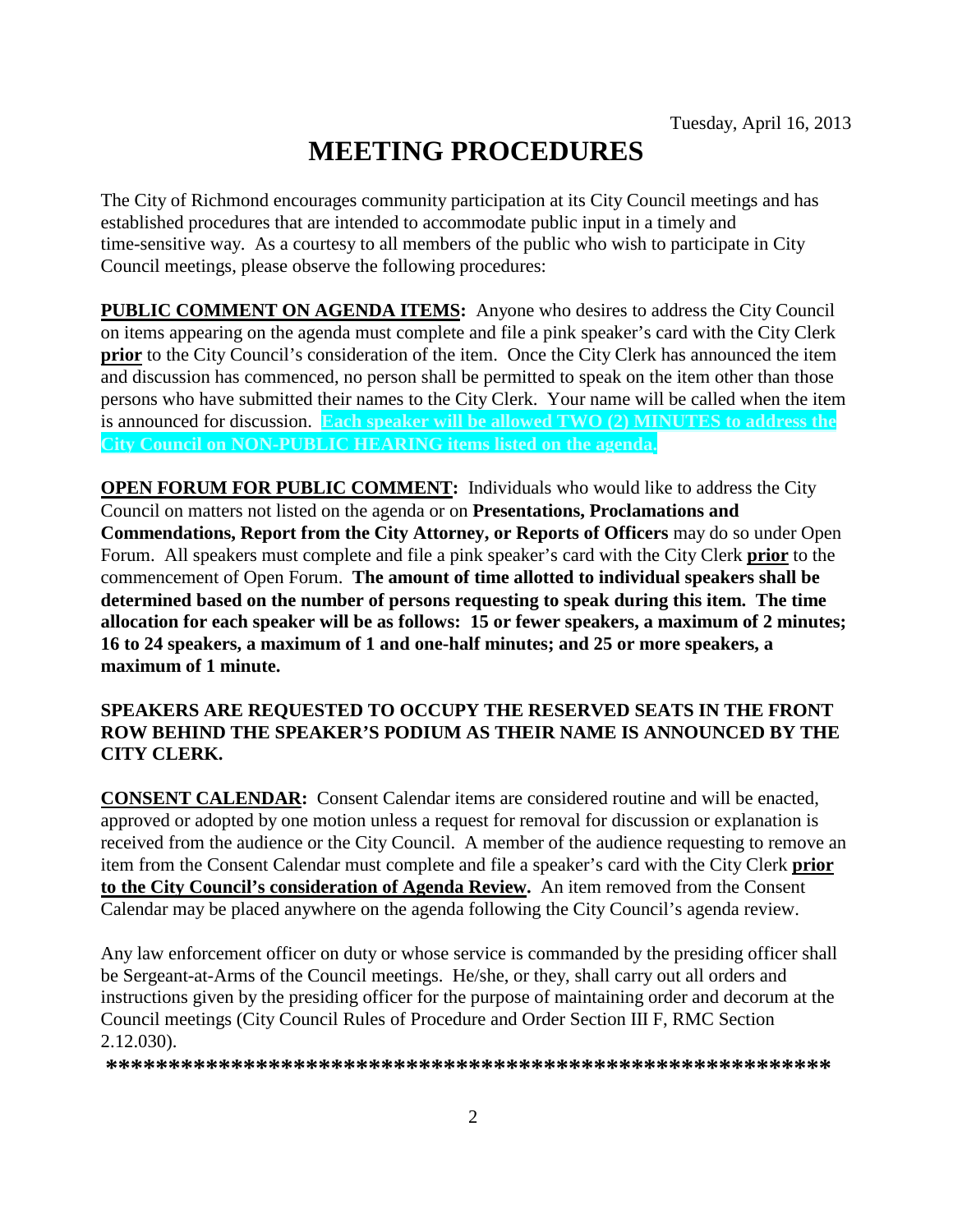Tuesday, April 16, 2013

# MEETING PROCEDURES

The City of Richmond encourages community participation at its City Council meetings and has established procedures that are intended to accommodate public input in a timely and time-sensitive way. As a courtesy to all members of the public who wish to participate in City Council meetings, please observe the following procedures:

**PUBLIC COMMENT ON AGENDA ITEMS:** Anyone who desires to address the City Council on items appearing on the agenda must complete and file a pink speaker's card with the City Clerk **prior** to the City Council's consideration of the item. Once the City Clerk has announced the item and discussion has commenced, no person shall be permitted to speak on the item other than those persons who have submitted their names to the City Clerk. Your name will be called when the item is announced for discussion. **Each speaker will be allowed TWO (2) MINUTES to address the City Council on NON-PUBLIC HEARING items listed on the agenda.**

**OPEN FORUM FOR PUBLIC COMMENT:** Individuals who would like to address the City Council on matters not listed on the agenda or on **Presentations, Proclamations and Commendations, Report from the City Attorney, or Reports of Officers** may do so under Open Forum. All speakers must complete and file a pink speaker's card with the City Clerk **prior** to the commencement of Open Forum. **The amount of time allotted to individual speakers shall be determined based on the number of persons requesting to speak during this item. The time allocation for each speaker will be as follows: 15 or fewer speakers, a maximum of 2 minutes; 16 to 24 speakers, a maximum of 1 and one-half minutes; and 25 or more speakers, a maximum of 1 minute.**

**SPEAKERS ARE REQUESTED TO OCCUPY THE RESERVED SEATS IN THE FRONT ROW BEHIND THE SPEAKER'S PODIUM AS THEIR NAME IS ANNOUNCED BY THE CITY CLERK.**

**CONSENT CALENDAR:** Consent Calendar items are considered routine and will be enacted, approved or adopted by one motion unless a request for removal for discussion or explanation is received from the audience or the City Council. A member of the audience requesting to remove an item from the Consent Calendar must complete and file a speaker's card with the City Clerk **prior to the City Council's consideration of Agenda Review.** An item removed from the Consent Calendar may be placed anywhere on the agenda following the City Council's agenda review.

Any law enforcement officer on duty or whose service is commanded by the presiding officer shall be Sergeant-at-Arms of the Council meetings. He/she, or they, shall carry out all orders and instructions given by the presiding officer for the purpose of maintaining order and decorum at the Council meetings (City Council Rules of Procedure and Order Section III F, RMC Section 2.12.030).

**************************************************************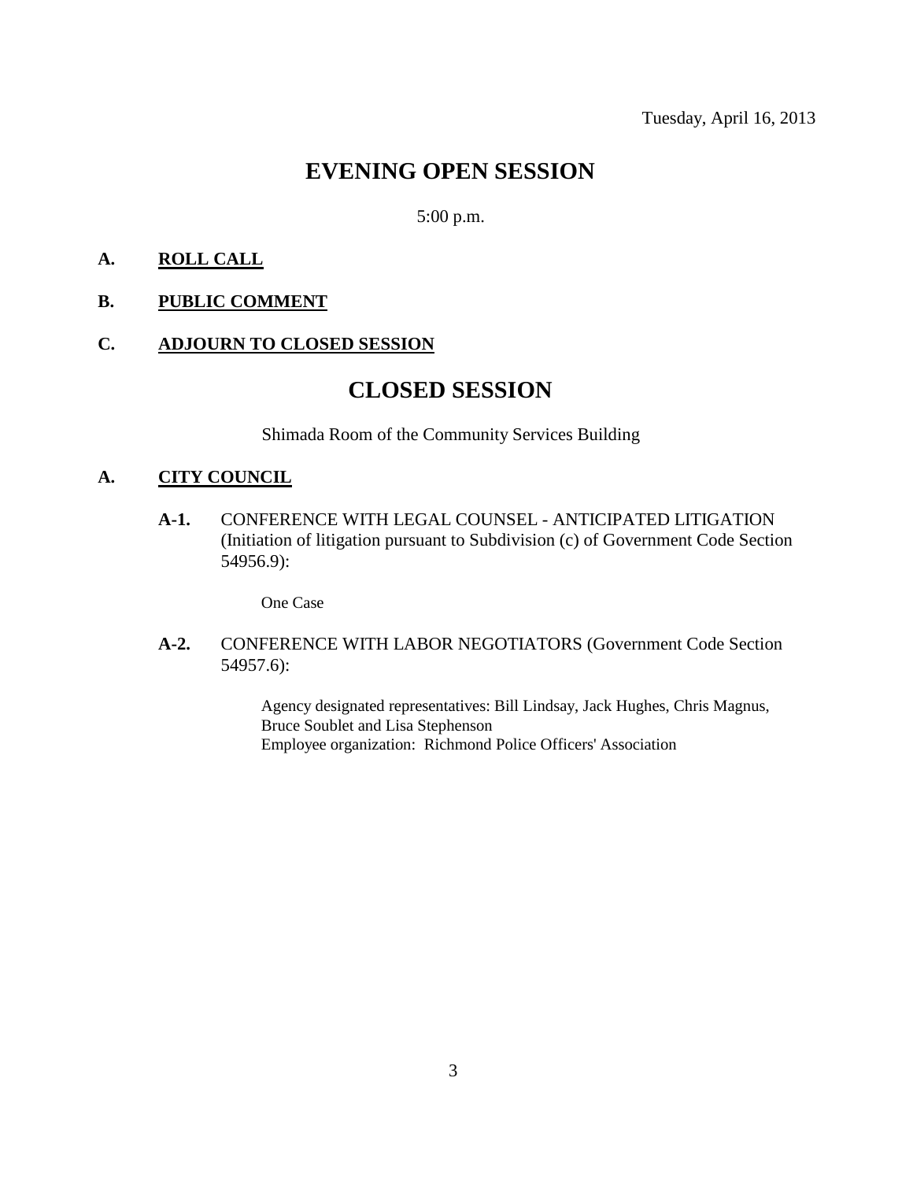Tuesday, April 16, 2013

# EVENING OPEN SESSION

5:00 p.m.

**A. ROLL CALL**

**B. PUBLIC COMMENT**

**C. ADJOURN TO CLOSED SESSION**

# CLOSED SESSION

Shimada Room of the Community Services Building

**A. CITY COUNCIL**

**A-1.** CONFERENCE WITH LEGAL COUNSEL - ANTICIPATED LITIGATION (Initiation of litigation pursuant to Subdivision (c) of Government Code Section 54956.9):

One Case

**A-2.** CONFERENCE WITH LABOR NEGOTIATORS (Government Code Section 54957.6):

Agency designated representatives: Bill Lindsay, Jack Hughes, Chris Magnus, Bruce Soublet and Lisa Stephenson
Employee organization: Richmond Police Officers' Association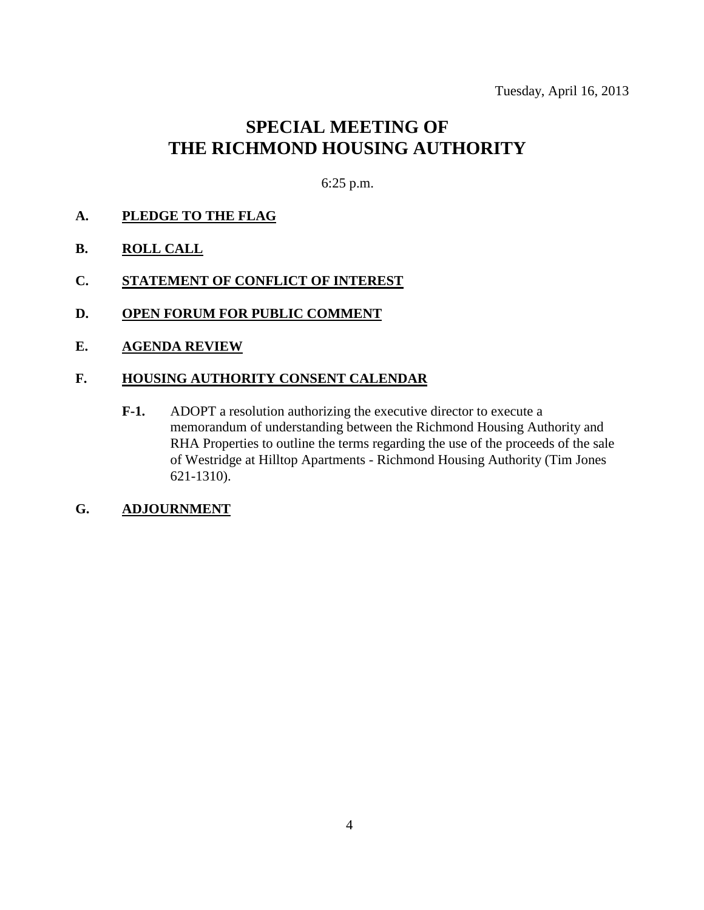Tuesday, April 16, 2013

# SPECIAL MEETING OF THE RICHMOND HOUSING AUTHORITY

6:25 p.m.

**A. PLEDGE TO THE FLAG**

**B. ROLL CALL**

**C. STATEMENT OF CONFLICT OF INTEREST**

**D. OPEN FORUM FOR PUBLIC COMMENT**

**E. AGENDA REVIEW**

**F. HOUSING AUTHORITY CONSENT CALENDAR**

**F-1.** ADOPT a resolution authorizing the executive director to execute a memorandum of understanding between the Richmond Housing Authority and RHA Properties to outline the terms regarding the use of the proceeds of the sale of Westridge at Hilltop Apartments - Richmond Housing Authority (Tim Jones 621-1310).

**G. ADJOURNMENT**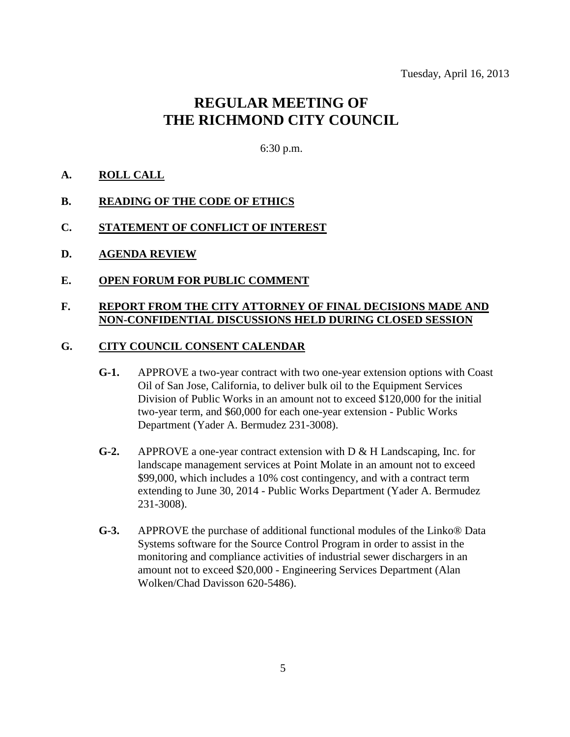Tuesday, April 16, 2013

# REGULAR MEETING OF THE RICHMOND CITY COUNCIL

6:30 p.m.

**A. ROLL CALL**

**B. READING OF THE CODE OF ETHICS**

**C. STATEMENT OF CONFLICT OF INTEREST**

**D. AGENDA REVIEW**

**E. OPEN FORUM FOR PUBLIC COMMENT**

**F. REPORT FROM THE CITY ATTORNEY OF FINAL DECISIONS MADE AND NON-CONFIDENTIAL DISCUSSIONS HELD DURING CLOSED SESSION**

**G. CITY COUNCIL CONSENT CALENDAR**

**G-1.** APPROVE a two-year contract with two one-year extension options with Coast Oil of San Jose, California, to deliver bulk oil to the Equipment Services Division of Public Works in an amount not to exceed $120,000 for the initial two-year term, and $60,000 for each one-year extension - Public Works Department (Yader A. Bermudez 231-3008).

**G-2.** APPROVE a one-year contract extension with D & H Landscaping, Inc. for landscape management services at Point Molate in an amount not to exceed $99,000, which includes a 10% cost contingency, and with a contract term extending to June 30, 2014 - Public Works Department (Yader A. Bermudez 231-3008).

**G-3.** APPROVE the purchase of additional functional modules of the Linko® Data Systems software for the Source Control Program in order to assist in the monitoring and compliance activities of industrial sewer dischargers in an amount not to exceed $20,000 - Engineering Services Department (Alan Wolken/Chad Davisson 620-5486).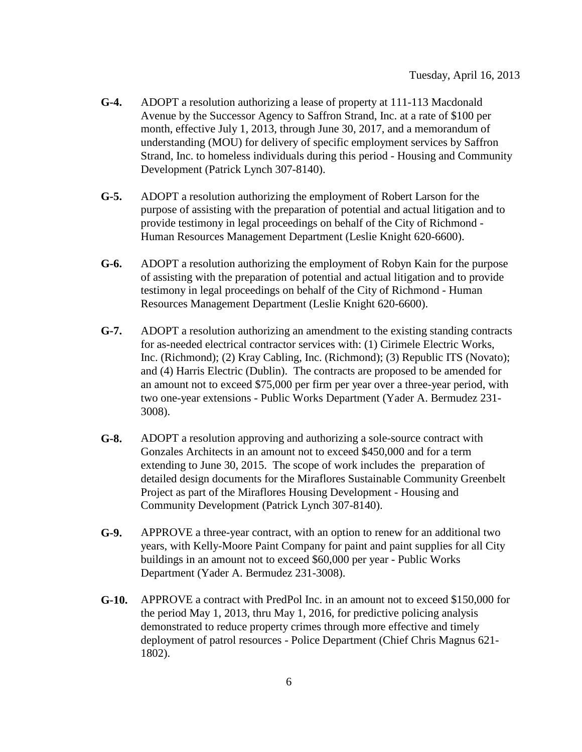- **G-4.** ADOPT a resolution authorizing a lease of property at 111-113 Macdonald Avenue by the Successor Agency to Saffron Strand, Inc. at a rate of $100 per month, effective July 1, 2013, through June 30, 2017, and a memorandum of understanding (MOU) for delivery of specific employment services by Saffron Strand, Inc. to homeless individuals during this period - Housing and Community Development (Patrick Lynch 307-8140).

- **G-5.** ADOPT a resolution authorizing the employment of Robert Larson for the purpose of assisting with the preparation of potential and actual litigation and to provide testimony in legal proceedings on behalf of the City of Richmond - Human Resources Management Department (Leslie Knight 620-6600).

- **G-6.** ADOPT a resolution authorizing the employment of Robyn Kain for the purpose of assisting with the preparation of potential and actual litigation and to provide testimony in legal proceedings on behalf of the City of Richmond - Human Resources Management Department (Leslie Knight 620-6600).

- **G-7.** ADOPT a resolution authorizing an amendment to the existing standing contracts for as-needed electrical contractor services with: (1) Cirimele Electric Works, Inc. (Richmond); (2) Kray Cabling, Inc. (Richmond); (3) Republic ITS (Novato); and (4) Harris Electric (Dublin). The contracts are proposed to be amended for an amount not to exceed $75,000 per firm per year over a three-year period, with two one-year extensions - Public Works Department (Yader A. Bermudez 231-3008).

- **G-8.** ADOPT a resolution approving and authorizing a sole-source contract with Gonzales Architects in an amount not to exceed $450,000 and for a term extending to June 30, 2015. The scope of work includes the preparation of detailed design documents for the Miraflores Sustainable Community Greenbelt Project as part of the Miraflores Housing Development - Housing and Community Development (Patrick Lynch 307-8140).

- **G-9.** APPROVE a three-year contract, with an option to renew for an additional two years, with Kelly-Moore Paint Company for paint and paint supplies for all City buildings in an amount not to exceed $60,000 per year - Public Works Department (Yader A. Bermudez 231-3008).

- **G-10.** APPROVE a contract with PredPol Inc. in an amount not to exceed $150,000 for the period May 1, 2013, thru May 1, 2016, for predictive policing analysis demonstrated to reduce property crimes through more effective and timely deployment of patrol resources - Police Department (Chief Chris Magnus 621-1802).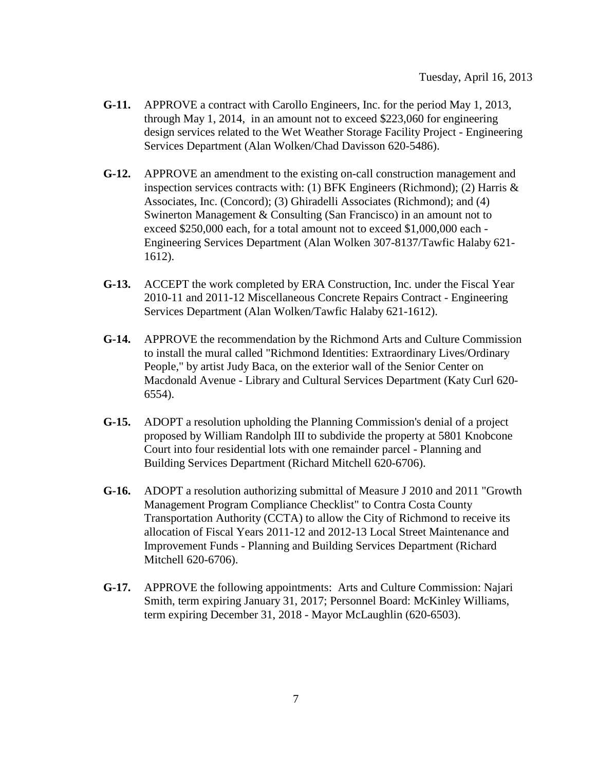**G-11.** APPROVE a contract with Carollo Engineers, Inc. for the period May 1, 2013, through May 1, 2014, in an amount not to exceed $223,060 for engineering design services related to the Wet Weather Storage Facility Project - Engineering Services Department (Alan Wolken/Chad Davisson 620-5486).

**G-12.** APPROVE an amendment to the existing on-call construction management and inspection services contracts with: (1) BFK Engineers (Richmond); (2) Harris & Associates, Inc. (Concord); (3) Ghiradelli Associates (Richmond); and (4) Swinerton Management & Consulting (San Francisco) in an amount not to exceed $250,000 each, for a total amount not to exceed $1,000,000 each - Engineering Services Department (Alan Wolken 307-8137/Tawfic Halaby 621-1612).

**G-13.** ACCEPT the work completed by ERA Construction, Inc. under the Fiscal Year 2010-11 and 2011-12 Miscellaneous Concrete Repairs Contract - Engineering Services Department (Alan Wolken/Tawfic Halaby 621-1612).

**G-14.** APPROVE the recommendation by the Richmond Arts and Culture Commission to install the mural called "Richmond Identities: Extraordinary Lives/Ordinary People," by artist Judy Baca, on the exterior wall of the Senior Center on Macdonald Avenue - Library and Cultural Services Department (Katy Curl 620-6554).

**G-15.** ADOPT a resolution upholding the Planning Commission's denial of a project proposed by William Randolph III to subdivide the property at 5801 Knobcone Court into four residential lots with one remainder parcel - Planning and Building Services Department (Richard Mitchell 620-6706).

**G-16.** ADOPT a resolution authorizing submittal of Measure J 2010 and 2011 "Growth Management Program Compliance Checklist" to Contra Costa County Transportation Authority (CCTA) to allow the City of Richmond to receive its allocation of Fiscal Years 2011-12 and 2012-13 Local Street Maintenance and Improvement Funds - Planning and Building Services Department (Richard Mitchell 620-6706).

**G-17.** APPROVE the following appointments: Arts and Culture Commission: Najari Smith, term expiring January 31, 2017; Personnel Board: McKinley Williams, term expiring December 31, 2018 - Mayor McLaughlin (620-6503).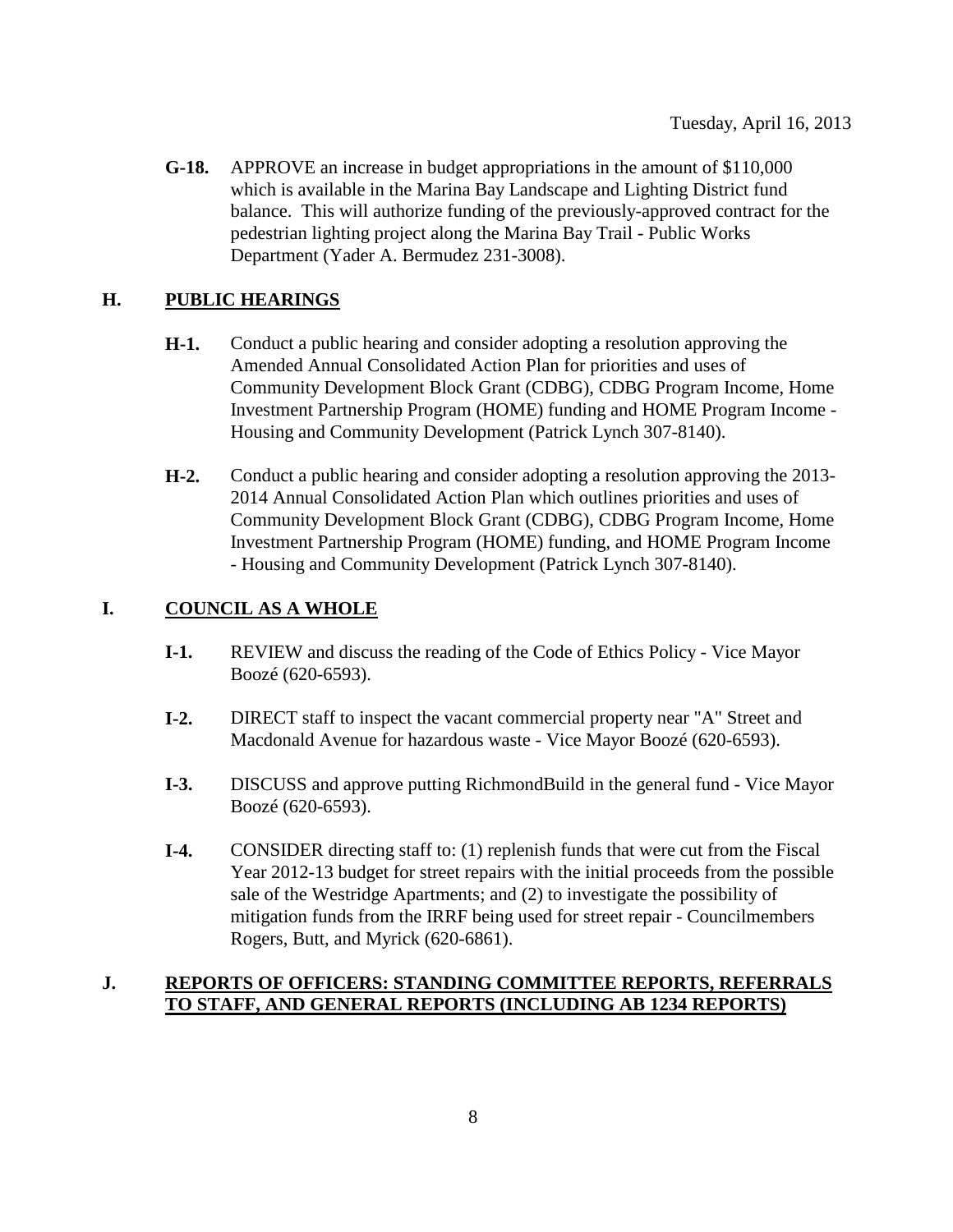**G-18.** APPROVE an increase in budget appropriations in the amount of $110,000 which is available in the Marina Bay Landscape and Lighting District fund balance. This will authorize funding of the previously-approved contract for the pedestrian lighting project along the Marina Bay Trail - Public Works Department (Yader A. Bermudez 231-3008).

## H. PUBLIC HEARINGS

**H-1.** Conduct a public hearing and consider adopting a resolution approving the Amended Annual Consolidated Action Plan for priorities and uses of Community Development Block Grant (CDBG), CDBG Program Income, Home Investment Partnership Program (HOME) funding and HOME Program Income - Housing and Community Development (Patrick Lynch 307-8140).

**H-2.** Conduct a public hearing and consider adopting a resolution approving the 2013-2014 Annual Consolidated Action Plan which outlines priorities and uses of Community Development Block Grant (CDBG), CDBG Program Income, Home Investment Partnership Program (HOME) funding, and HOME Program Income - Housing and Community Development (Patrick Lynch 307-8140).

## I. COUNCIL AS A WHOLE

**I-1.** REVIEW and discuss the reading of the Code of Ethics Policy - Vice Mayor Boozé (620-6593).

**I-2.** DIRECT staff to inspect the vacant commercial property near "A" Street and Macdonald Avenue for hazardous waste - Vice Mayor Boozé (620-6593).

**I-3.** DISCUSS and approve putting RichmondBuild in the general fund - Vice Mayor Boozé (620-6593).

**I-4.** CONSIDER directing staff to: (1) replenish funds that were cut from the Fiscal Year 2012-13 budget for street repairs with the initial proceeds from the possible sale of the Westridge Apartments; and (2) to investigate the possibility of mitigation funds from the IRRF being used for street repair - Councilmembers Rogers, Butt, and Myrick (620-6861).

## J. REPORTS OF OFFICERS: STANDING COMMITTEE REPORTS, REFERRALS TO STAFF, AND GENERAL REPORTS (INCLUDING AB 1234 REPORTS)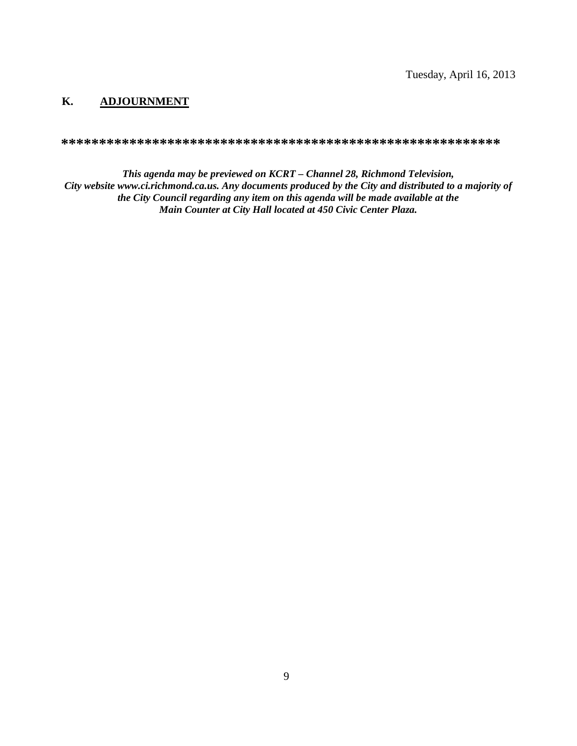## K. ADJOURNMENT

*********************************************************

***This agenda may be previewed on KCRT – Channel 28, Richmond Television, City website www.ci.richmond.ca.us. Any documents produced by the City and distributed to a majority of the City Council regarding any item on this agenda will be made available at the Main Counter at City Hall located at 450 Civic Center Plaza.***